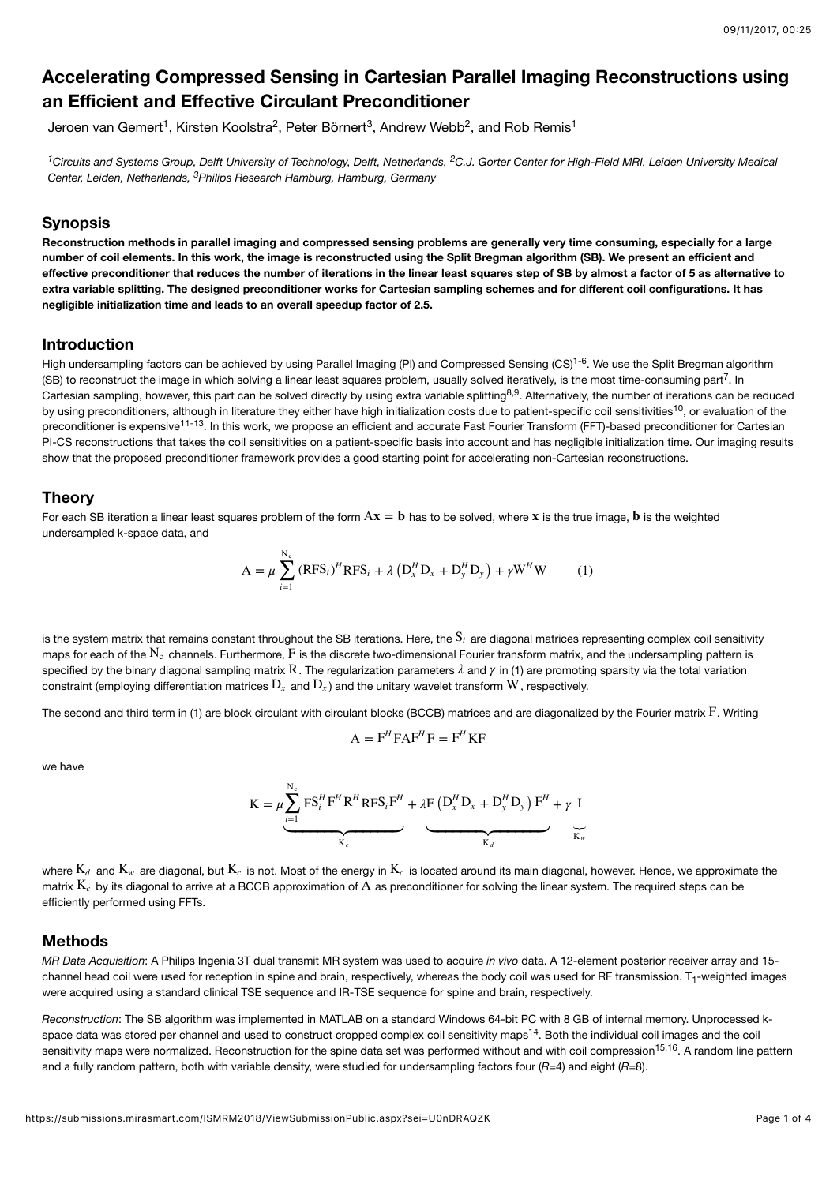# Accelerating Compressed Sensing in Cartesian Parallel Imaging Reconstructions using an Efficient and Effective Circulant Preconditioner

Jeroen van Gemert[1], Kirsten Koolstra[2], Peter Börnert[3], Andrew Webb[2], and Rob Remis[1]

[1]*Circuits and Systems Group, Delft University of Technology, Delft, Netherlands,* [2]*C.J. Gorter Center for High-Field MRI, Leiden University Medical Center, Leiden, Netherlands,* [3]*Philips Research Hamburg, Hamburg, Germany*

## Synopsis

**Reconstruction methods in parallel imaging and compressed sensing problems are generally very time consuming, especially for a large number of coil elements. In this work, the image is reconstructed using the Split Bregman algorithm (SB). We present an efficient and effective preconditioner that reduces the number of iterations in the linear least squares step of SB by almost a factor of 5 as alternative to extra variable splitting. The designed preconditioner works for Cartesian sampling schemes and for different coil configurations. It has negligible initialization time and leads to an overall speedup factor of 2.5.**

## Introduction

High undersampling factors can be achieved by using Parallel Imaging (PI) and Compressed Sensing (CS)[1-6]. We use the Split Bregman algorithm (SB) to reconstruct the image in which solving a linear least squares problem, usually solved iteratively, is the most time-consuming part[7]. In Cartesian sampling, however, this part can be solved directly by using extra variable splitting[8,9]. Alternatively, the number of iterations can be reduced by using preconditioners, although in literature they either have high initialization costs due to patient-specific coil sensitivities[10], or evaluation of the preconditioner is expensive[11-13]. In this work, we propose an efficient and accurate Fast Fourier Transform (FFT)-based preconditioner for Cartesian PI-CS reconstructions that takes the coil sensitivities on a patient-specific basis into account and has negligible initialization time. Our imaging results show that the proposed preconditioner framework provides a good starting point for accelerating non-Cartesian reconstructions.

## Theory

For each SB iteration a linear least squares problem of the form $\mathrm{A}\mathbf{x} = \mathbf{b}$ has to be solved, where $\mathbf{x}$ is the true image, $\mathbf{b}$ is the weighted undersampled k-space data, and

$$\mathrm{A} = \mu \sum_{i=1}^{\mathrm{N_c}} (\mathrm{RFS}_i)^H \mathrm{RFS}_i + \lambda \left( \mathrm{D}_x^H \mathrm{D}_x + \mathrm{D}_y^H \mathrm{D}_y \right) + \gamma \mathrm{W}^H \mathrm{W} \qquad (1)$$

is the system matrix that remains constant throughout the SB iterations. Here, the $\mathrm{S}_i$ are diagonal matrices representing complex coil sensitivity maps for each of the $\mathrm{N_c}$ channels. Furthermore, $\mathrm{F}$ is the discrete two-dimensional Fourier transform matrix, and the undersampling pattern is specified by the binary diagonal sampling matrix $\mathrm{R}$. The regularization parameters $\lambda$ and $\gamma$ in (1) are promoting sparsity via the total variation constraint (employing differentiation matrices $\mathrm{D}_x$ and $\mathrm{D}_x$) and the unitary wavelet transform $\mathrm{W}$, respectively.

The second and third term in (1) are block circulant with circulant blocks (BCCB) matrices and are diagonalized by the Fourier matrix $\mathrm{F}$. Writing

$$\mathrm{A} = \mathrm{F}^H \mathrm{F} \mathrm{A} \mathrm{F}^H \mathrm{F} = \mathrm{F}^H \mathrm{K} \mathrm{F}$$

we have

$$\mathrm{K} = \underbrace{\mu \sum_{i=1}^{\mathrm{N_c}} \mathrm{F} \mathrm{S}_i^H \mathrm{F}^H \mathrm{R}^H \mathrm{R} \mathrm{F} \mathrm{S}_i \mathrm{F}^H}_{\mathrm{K}_c} + \underbrace{\lambda \mathrm{F} \left( \mathrm{D}_x^H \mathrm{D}_x + \mathrm{D}_y^H \mathrm{D}_y \right) \mathrm{F}^H}_{\mathrm{K}_d} + \underbrace{\gamma \; \mathrm{I}}_{\mathrm{K}_w}$$

where $\mathrm{K}_d$ and $\mathrm{K}_w$ are diagonal, but $\mathrm{K}_c$ is not. Most of the energy in $\mathrm{K}_c$ is located around its main diagonal, however. Hence, we approximate the matrix $\mathrm{K}_c$ by its diagonal to arrive at a BCCB approximation of $\mathrm{A}$ as preconditioner for solving the linear system. The required steps can be efficiently performed using FFTs.

## Methods

*MR Data Acquisition*: A Philips Ingenia 3T dual transmit MR system was used to acquire *in vivo* data. A 12-element posterior receiver array and 15-channel head coil were used for reception in spine and brain, respectively, whereas the body coil was used for RF transmission. $T_1$-weighted images were acquired using a standard clinical TSE sequence and IR-TSE sequence for spine and brain, respectively.

*Reconstruction*: The SB algorithm was implemented in MATLAB on a standard Windows 64-bit PC with 8 GB of internal memory. Unprocessed k-space data was stored per channel and used to construct cropped complex coil sensitivity maps[14]. Both the individual coil images and the coil sensitivity maps were normalized. Reconstruction for the spine data set was performed without and with coil compression[15,16]. A random line pattern and a fully random pattern, both with variable density, were studied for undersampling factors four (*R*=4) and eight (*R*=8).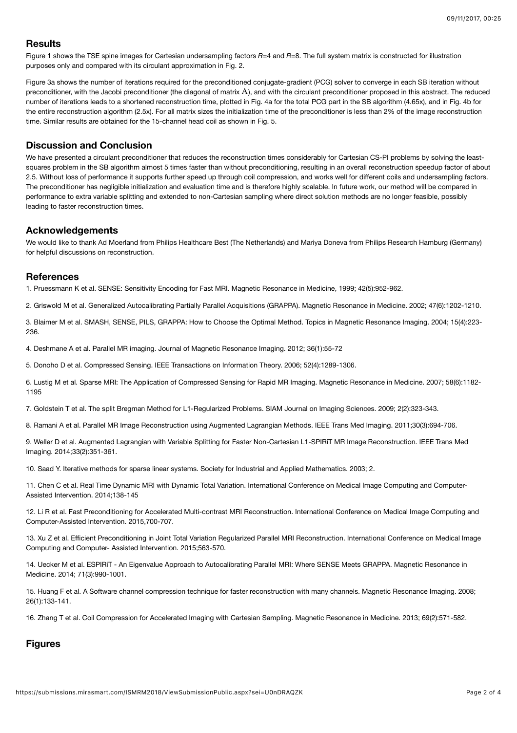## Results

Figure 1 shows the TSE spine images for Cartesian undersampling factors $R$=4 and $R$=8. The full system matrix is constructed for illustration purposes only and compared with its circulant approximation in Fig. 2.

Figure 3a shows the number of iterations required for the preconditioned conjugate-gradient (PCG) solver to converge in each SB iteration without preconditioner, with the Jacobi preconditioner (the diagonal of matrix $\mathrm{A}$), and with the circulant preconditioner proposed in this abstract. The reduced number of iterations leads to a shortened reconstruction time, plotted in Fig. 4a for the total PCG part in the SB algorithm (4.65x), and in Fig. 4b for the entire reconstruction algorithm (2.5x). For all matrix sizes the initialization time of the preconditioner is less than 2% of the image reconstruction time. Similar results are obtained for the 15-channel head coil as shown in Fig. 5.

## Discussion and Conclusion

We have presented a circulant preconditioner that reduces the reconstruction times considerably for Cartesian CS-PI problems by solving the least-squares problem in the SB algorithm almost 5 times faster than without preconditioning, resulting in an overall reconstruction speedup factor of about 2.5. Without loss of performance it supports further speed up through coil compression, and works well for different coils and undersampling factors. The preconditioner has negligible initialization and evaluation time and is therefore highly scalable. In future work, our method will be compared in performance to extra variable splitting and extended to non-Cartesian sampling where direct solution methods are no longer feasible, possibly leading to faster reconstruction times.

## Acknowledgements

We would like to thank Ad Moerland from Philips Healthcare Best (The Netherlands) and Mariya Doneva from Philips Research Hamburg (Germany) for helpful discussions on reconstruction.

## References

1. Pruessmann K et al. SENSE: Sensitivity Encoding for Fast MRI. Magnetic Resonance in Medicine, 1999; 42(5):952-962.

2. Griswold M et al. Generalized Autocalibrating Partially Parallel Acquisitions (GRAPPA). Magnetic Resonance in Medicine. 2002; 47(6):1202-1210.

3. Blaimer M et al. SMASH, SENSE, PILS, GRAPPA: How to Choose the Optimal Method. Topics in Magnetic Resonance Imaging. 2004; 15(4):223-236.

4. Deshmane A et al. Parallel MR imaging. Journal of Magnetic Resonance Imaging. 2012; 36(1):55-72

5. Donoho D et al. Compressed Sensing. IEEE Transactions on Information Theory. 2006; 52(4):1289-1306.

6. Lustig M et al. Sparse MRI: The Application of Compressed Sensing for Rapid MR Imaging. Magnetic Resonance in Medicine. 2007; 58(6):1182-1195

7. Goldstein T et al. The split Bregman Method for L1-Regularized Problems. SIAM Journal on Imaging Sciences. 2009; 2(2):323-343.

8. Ramani A et al. Parallel MR Image Reconstruction using Augmented Lagrangian Methods. IEEE Trans Med Imaging. 2011;30(3):694-706.

9. Weller D et al. Augmented Lagrangian with Variable Splitting for Faster Non-Cartesian L1-SPIRiT MR Image Reconstruction. IEEE Trans Med Imaging. 2014;33(2):351-361.

10. Saad Y. Iterative methods for sparse linear systems. Society for Industrial and Applied Mathematics. 2003; 2.

11. Chen C et al. Real Time Dynamic MRI with Dynamic Total Variation. International Conference on Medical Image Computing and Computer-Assisted Intervention. 2014;138-145

12. Li R et al. Fast Preconditioning for Accelerated Multi-contrast MRI Reconstruction. International Conference on Medical Image Computing and Computer-Assisted Intervention. 2015,700-707.

13. Xu Z et al. Efficient Preconditioning in Joint Total Variation Regularized Parallel MRI Reconstruction. International Conference on Medical Image Computing and Computer- Assisted Intervention. 2015;563-570.

14. Uecker M et al. ESPIRiT - An Eigenvalue Approach to Autocalibrating Parallel MRI: Where SENSE Meets GRAPPA. Magnetic Resonance in Medicine. 2014; 71(3):990-1001.

15. Huang F et al. A Software channel compression technique for faster reconstruction with many channels. Magnetic Resonance Imaging. 2008; 26(1):133-141.

16. Zhang T et al. Coil Compression for Accelerated Imaging with Cartesian Sampling. Magnetic Resonance in Medicine. 2013; 69(2):571-582.

## Figures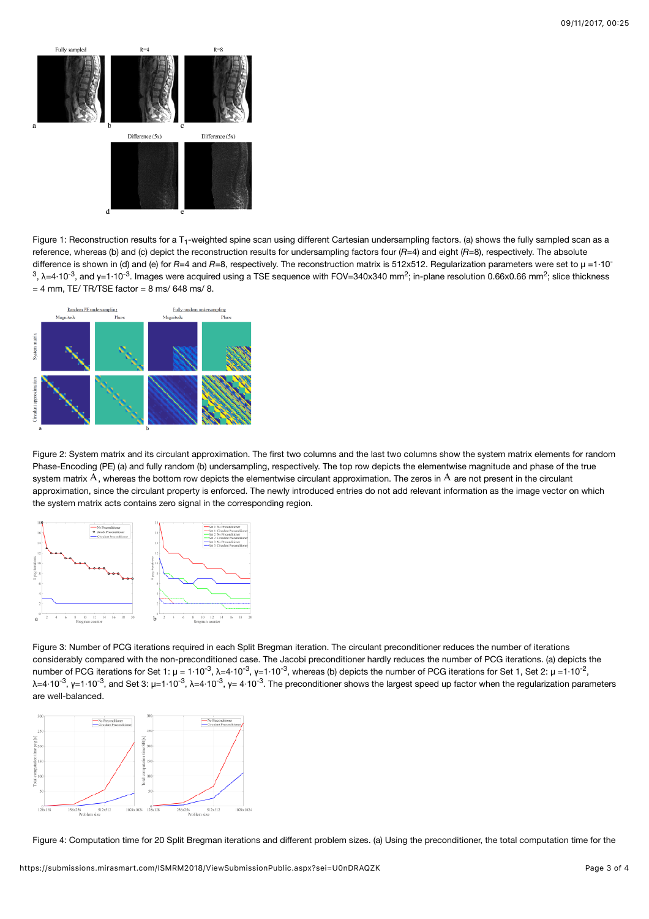Figure 1: Reconstruction results for a $T_1$-weighted spine scan using different Cartesian undersampling factors. (a) shows the fully sampled scan as a reference, whereas (b) and (c) depict the reconstruction results for undersampling factors four (*R*=4) and eight (*R*=8), respectively. The absolute difference is shown in (d) and (e) for *R*=4 and *R*=8, respectively. The reconstruction matrix is 512x512. Regularization parameters were set to $\mu = 1 \cdot 10^{-3}$, $\lambda = 4 \cdot 10^{-3}$, and $\gamma = 1 \cdot 10^{-3}$. Images were acquired using a TSE sequence with FOV=340x340 mm$^2$; in-plane resolution 0.66x0.66 mm$^2$; slice thickness = 4 mm, TE/ TR/TSE factor = 8 ms/ 648 ms/ 8.

Figure 2: System matrix and its circulant approximation. The first two columns and the last two columns show the system matrix elements for random Phase-Encoding (PE) (a) and fully random (b) undersampling, respectively. The top row depicts the elementwise magnitude and phase of the true system matrix $\mathrm{A}$, whereas the bottom row depicts the elementwise circulant approximation. The zeros in $\mathrm{A}$ are not present in the circulant approximation, since the circulant property is enforced. The newly introduced entries do not add relevant information as the image vector on which the system matrix acts contains zero signal in the corresponding region.

Figure 3: Number of PCG iterations required in each Split Bregman iteration. The circulant preconditioner reduces the number of iterations considerably compared with the non-preconditioned case. The Jacobi preconditioner hardly reduces the number of PCG iterations. (a) depicts the number of PCG iterations for Set 1: $\mu = 1 \cdot 10^{-3}$, $\lambda = 4 \cdot 10^{-3}$, $\gamma = 1 \cdot 10^{-3}$, whereas (b) depicts the number of PCG iterations for Set 1, Set 2: $\mu = 1 \cdot 10^{-2}$, $\lambda = 4 \cdot 10^{-3}$, $\gamma = 1 \cdot 10^{-3}$, and Set 3: $\mu = 1 \cdot 10^{-3}$, $\lambda = 4 \cdot 10^{-3}$, $\gamma = 4 \cdot 10^{-3}$. The preconditioner shows the largest speed up factor when the regularization parameters are well-balanced.

Figure 4: Computation time for 20 Split Bregman iterations and different problem sizes. (a) Using the preconditioner, the total computation time for the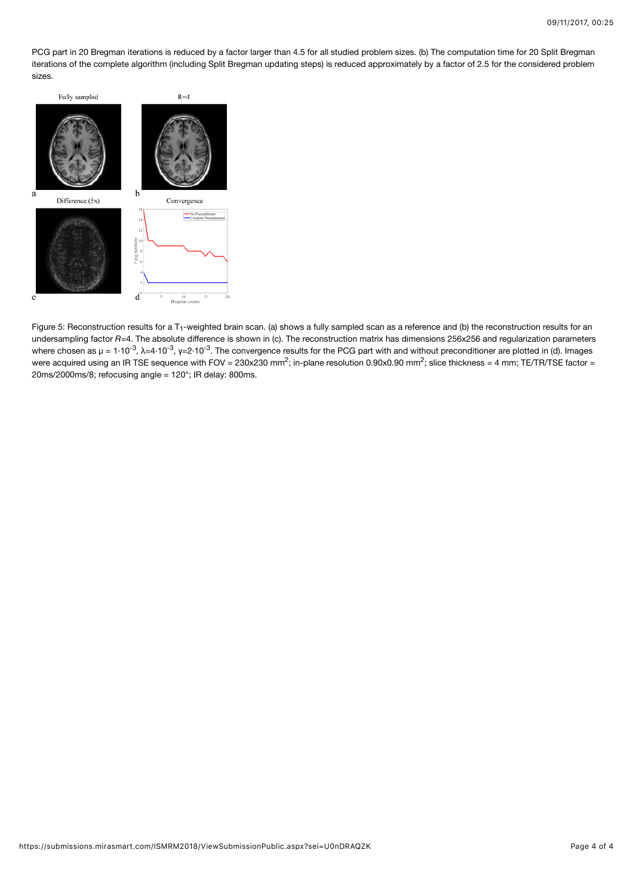PCG part in 20 Bregman iterations is reduced by a factor larger than 4.5 for all studied problem sizes. (b) The computation time for 20 Split Bregman iterations of the complete algorithm (including Split Bregman updating steps) is reduced approximately by a factor of 2.5 for the considered problem sizes.

Fully sampled

R=4

a

b

Difference (5x)

Convergence

No Preconditioner
Circulant Preconditioner

# pcg iterations

Bregman counter

c

d

Figure 5: Reconstruction results for a $T_1$-weighted brain scan. (a) shows a fully sampled scan as a reference and (b) the reconstruction results for an undersampling factor *R*=4. The absolute difference is shown in (c). The reconstruction matrix has dimensions 256x256 and regularization parameters where chosen as $\mu = 1 \cdot 10^{-3}$, $\lambda = 4 \cdot 10^{-3}$, $\gamma = 2 \cdot 10^{-3}$. The convergence results for the PCG part with and without preconditioner are plotted in (d). Images were acquired using an IR TSE sequence with FOV = 230x230 $mm^2$; in-plane resolution 0.90x0.90 $mm^2$; slice thickness = 4 mm; TE/TR/TSE factor = 20ms/2000ms/8; refocusing angle = 120°; IR delay: 800ms.